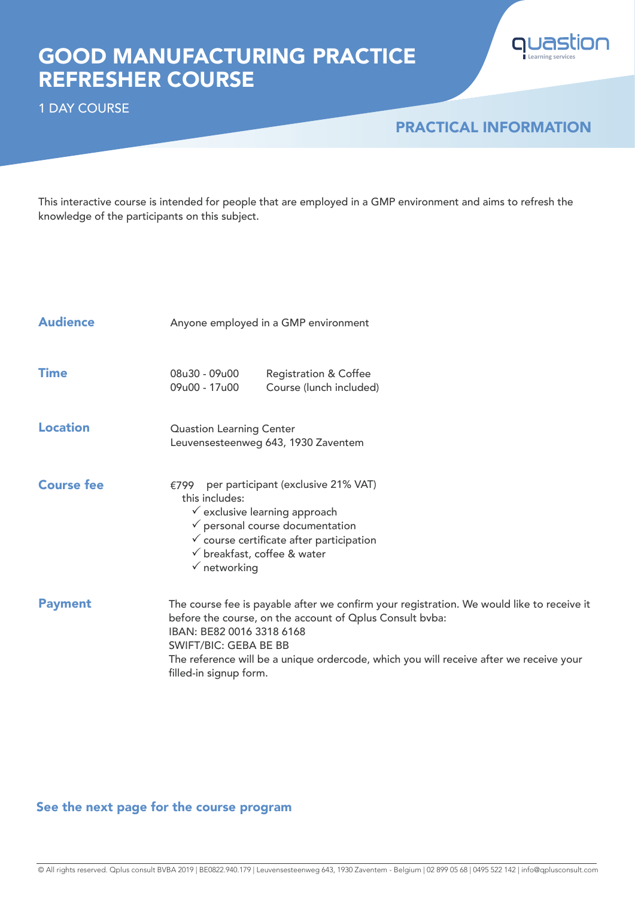# GOOD MANUFACTURING PRACTICE REFRESHER COURSE

1 DAY COURSE

quastion
Learning services

## PRACTICAL INFORMATION

This interactive course is intended for people that are employed in a GMP environment and aims to refresh the knowledge of the participants on this subject.

### Audience

Anyone employed in a GMP environment

### Time

| | |
|---|---|
| 08u30 - 09u00 | Registration & Coffee |
| 09u00 - 17u00 | Course (lunch included) |

### Location

Quastion Learning Center
Leuvensesteenweg 643, 1930 Zaventem

### Course fee

€799 per participant (exclusive 21% VAT)
this includes:

- ✓ exclusive learning approach
- ✓ personal course documentation
- ✓ course certificate after participation
- ✓ breakfast, coffee & water
- ✓ networking

### Payment

The course fee is payable after we confirm your registration. We would like to receive it before the course, on the account of Qplus Consult bvba:
IBAN: BE82 0016 3318 6168
SWIFT/BIC: GEBA BE BB
The reference will be a unique ordercode, which you will receive after we receive your filled-in signup form.

**See the next page for the course program**

© All rights reserved. Qplus consult BVBA 2019 | BE0822.940.179 | Leuvensesteenweg 643, 1930 Zaventem - Belgium | 02 899 05 68 | 0495 522 142 | info@qplusconsult.com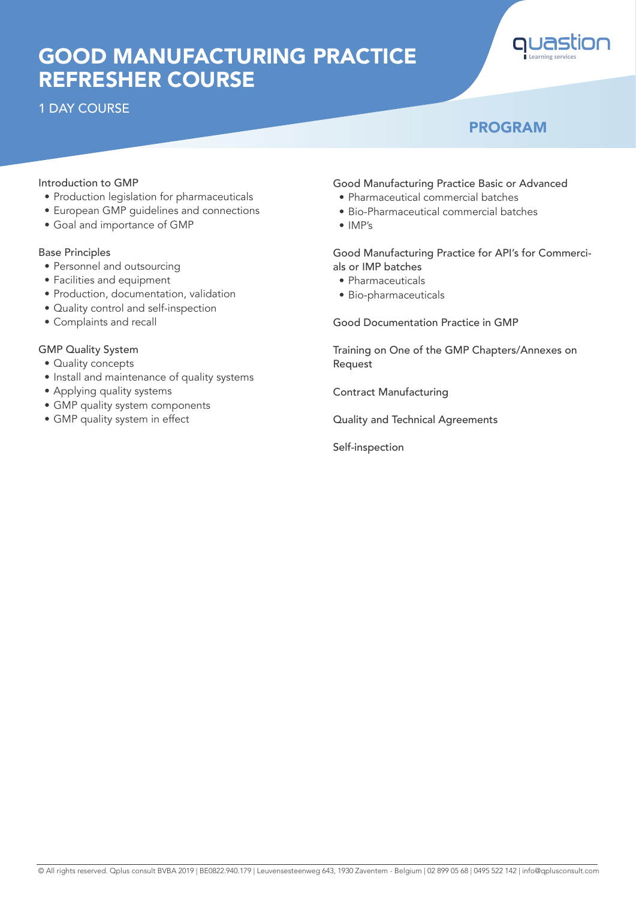# GOOD MANUFACTURING PRACTICE REFRESHER COURSE

1 DAY COURSE

## PROGRAM

### Introduction to GMP

- Production legislation for pharmaceuticals
- European GMP guidelines and connections
- Goal and importance of GMP

### Base Principles

- Personnel and outsourcing
- Facilities and equipment
- Production, documentation, validation
- Quality control and self-inspection
- Complaints and recall

### GMP Quality System

- Quality concepts
- Install and maintenance of quality systems
- Applying quality systems
- GMP quality system components
- GMP quality system in effect

### Good Manufacturing Practice Basic or Advanced

- Pharmaceutical commercial batches
- Bio-Pharmaceutical commercial batches
- IMP's

### Good Manufacturing Practice for API's for Commercials or IMP batches

- Pharmaceuticals
- Bio-pharmaceuticals

### Good Documentation Practice in GMP

### Training on One of the GMP Chapters/Annexes on Request

### Contract Manufacturing

### Quality and Technical Agreements

### Self-inspection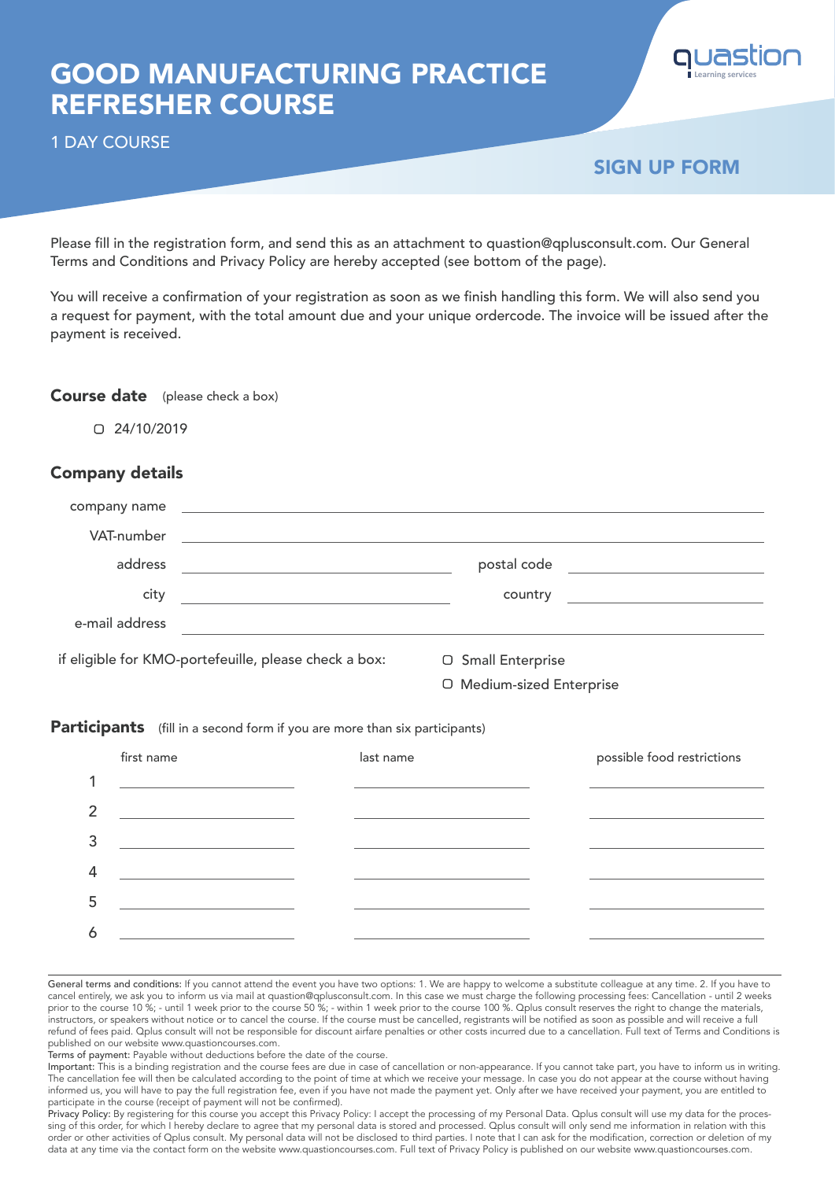# GOOD MANUFACTURING PRACTICE REFRESHER COURSE

1 DAY COURSE

quastion
Learning services

## SIGN UP FORM

Please fill in the registration form, and send this as an attachment to quastion@qplusconsult.com. Our General Terms and Conditions and Privacy Policy are hereby accepted (see bottom of the page).

You will receive a confirmation of your registration as soon as we finish handling this form. We will also send you a request for payment, with the total amount due and your unique ordercode. The invoice will be issued after the payment is received.

### Course date (please check a box)

▢ 24/10/2019

### Company details

company name ______________________________

VAT-number ______________________________

address ______________________ postal code ______________________

city ______________________ country ______________________

e-mail address ______________________________

if eligible for KMO-portefeuille, please check a box:

▢ Small Enterprise

▢ Medium-sized Enterprise

### Participants (fill in a second form if you are more than six participants)

| | first name | last name | possible food restrictions |
|---|---|---|---|
| 1 | | | |
| 2 | | | |
| 3 | | | |
| 4 | | | |
| 5 | | | |
| 6 | | | |

General terms and conditions: If you cannot attend the event you have two options: 1. We are happy to welcome a substitute colleague at any time. 2. If you have to cancel entirely, we ask you to inform us via mail at quastion@qplusconsult.com. In this case we must charge the following processing fees: Cancellation - until 2 weeks prior to the course 10 %; - until 1 week prior to the course 50 %; - within 1 week prior to the course 100 %. Qplus consult reserves the right to change the materials, instructors, or speakers without notice or to cancel the course. If the course must be cancelled, registrants will be notified as soon as possible and will receive a full refund of fees paid. Qplus consult will not be responsible for discount airfare penalties or other costs incurred due to a cancellation. Full text of Terms and Conditions is published on our website www.quastioncourses.com.

Terms of payment: Payable without deductions before the date of the course.

Important: This is a binding registration and the course fees are due in case of cancellation or non-appearance. If you cannot take part, you have to inform us in writing. The cancellation fee will then be calculated according to the point of time at which we receive your message. In case you do not appear at the course without having informed us, you will have to pay the full registration fee, even if you have not made the payment yet. Only after we have received your payment, you are entitled to participate in the course (receipt of payment will not be confirmed).

Privacy Policy: By registering for this course you accept this Privacy Policy: I accept the processing of my Personal Data. Qplus consult will use my data for the processing of this order, for which I hereby declare to agree that my personal data is stored and processed. Qplus consult will only send me information in relation with this order or other activities of Qplus consult. My personal data will not be disclosed to third parties. I note that I can ask for the modification, correction or deletion of my data at any time via the contact form on the website www.quastioncourses.com. Full text of Privacy Policy is published on our website www.quastioncourses.com.